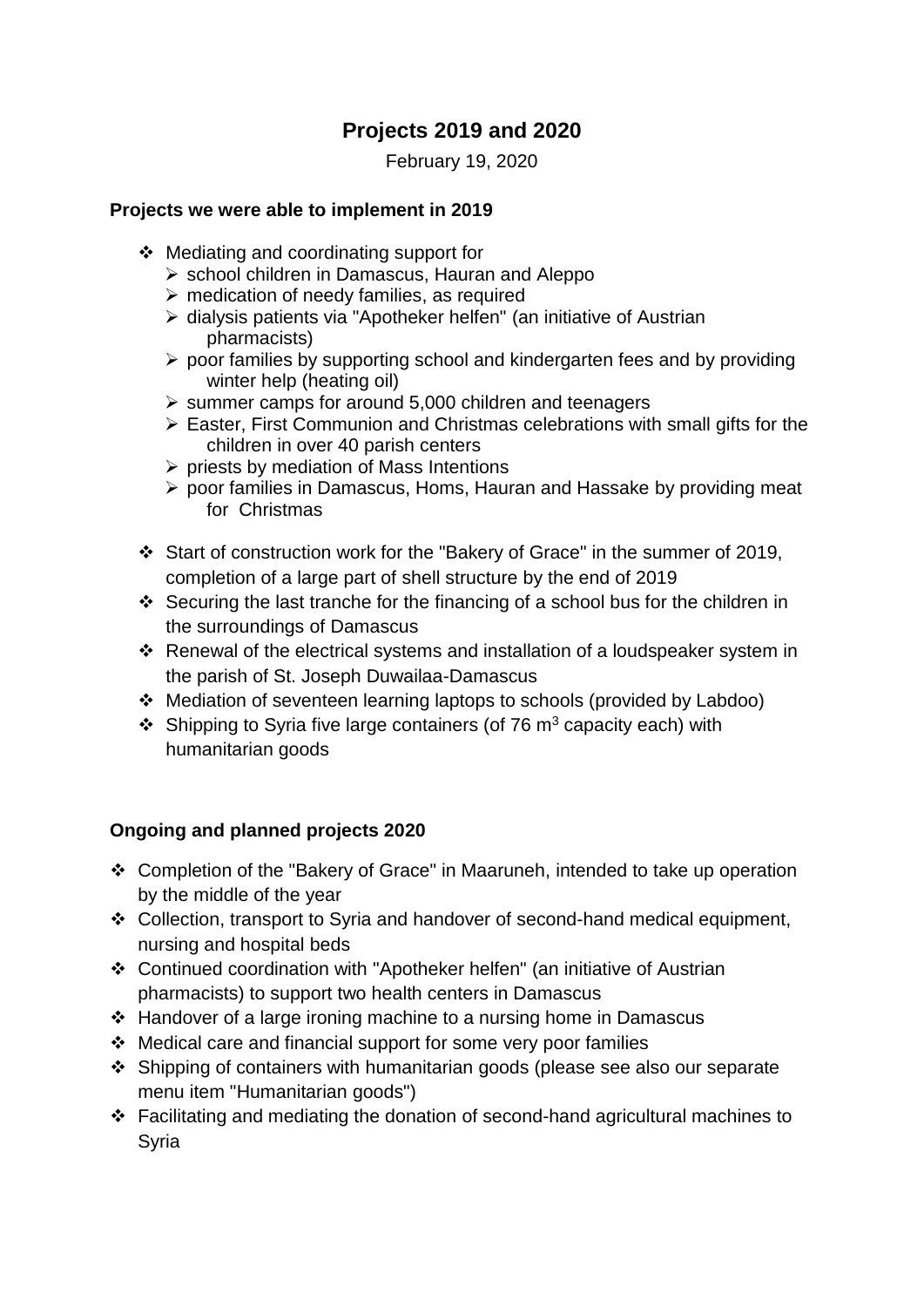# Projects 2019 and 2020

February 19, 2020

### Projects we were able to implement in 2019

- Mediating and coordinating support for
  - school children in Damascus, Hauran and Aleppo
  - medication of needy families, as required
  - dialysis patients via "Apotheker helfen" (an initiative of Austrian pharmacists)
  - poor families by supporting school and kindergarten fees and by providing winter help (heating oil)
  - summer camps for around 5,000 children and teenagers
  - Easter, First Communion and Christmas celebrations with small gifts for the children in over 40 parish centers
  - priests by mediation of Mass Intentions
  - poor families in Damascus, Homs, Hauran and Hassake by providing meat for Christmas
- Start of construction work for the "Bakery of Grace" in the summer of 2019, completion of a large part of shell structure by the end of 2019
- Securing the last tranche for the financing of a school bus for the children in the surroundings of Damascus
- Renewal of the electrical systems and installation of a loudspeaker system in the parish of St. Joseph Duwailaa-Damascus
- Mediation of seventeen learning laptops to schools (provided by Labdoo)
- Shipping to Syria five large containers (of 76 $m^3$ capacity each) with humanitarian goods

### Ongoing and planned projects 2020

- Completion of the "Bakery of Grace" in Maaruneh, intended to take up operation by the middle of the year
- Collection, transport to Syria and handover of second-hand medical equipment, nursing and hospital beds
- Continued coordination with "Apotheker helfen" (an initiative of Austrian pharmacists) to support two health centers in Damascus
- Handover of a large ironing machine to a nursing home in Damascus
- Medical care and financial support for some very poor families
- Shipping of containers with humanitarian goods (please see also our separate menu item "Humanitarian goods")
- Facilitating and mediating the donation of second-hand agricultural machines to Syria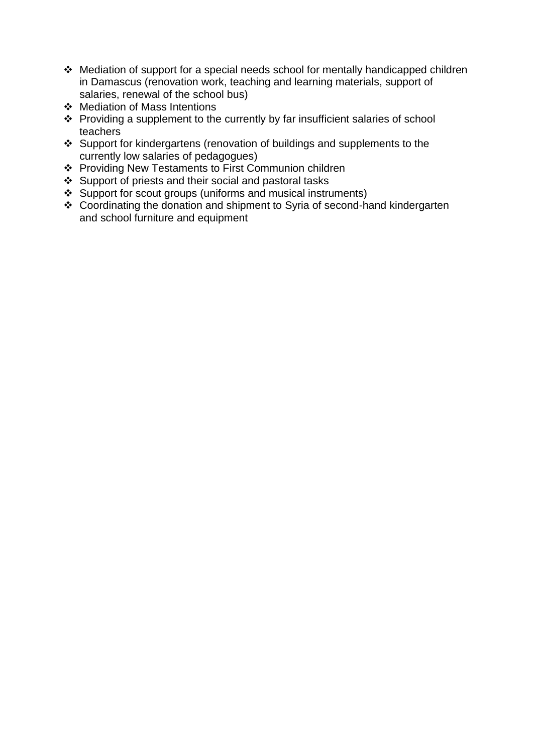- Mediation of support for a special needs school for mentally handicapped children in Damascus (renovation work, teaching and learning materials, support of salaries, renewal of the school bus)
- Mediation of Mass Intentions
- Providing a supplement to the currently by far insufficient salaries of school teachers
- Support for kindergartens (renovation of buildings and supplements to the currently low salaries of pedagogues)
- Providing New Testaments to First Communion children
- Support of priests and their social and pastoral tasks
- Support for scout groups (uniforms and musical instruments)
- Coordinating the donation and shipment to Syria of second-hand kindergarten and school furniture and equipment